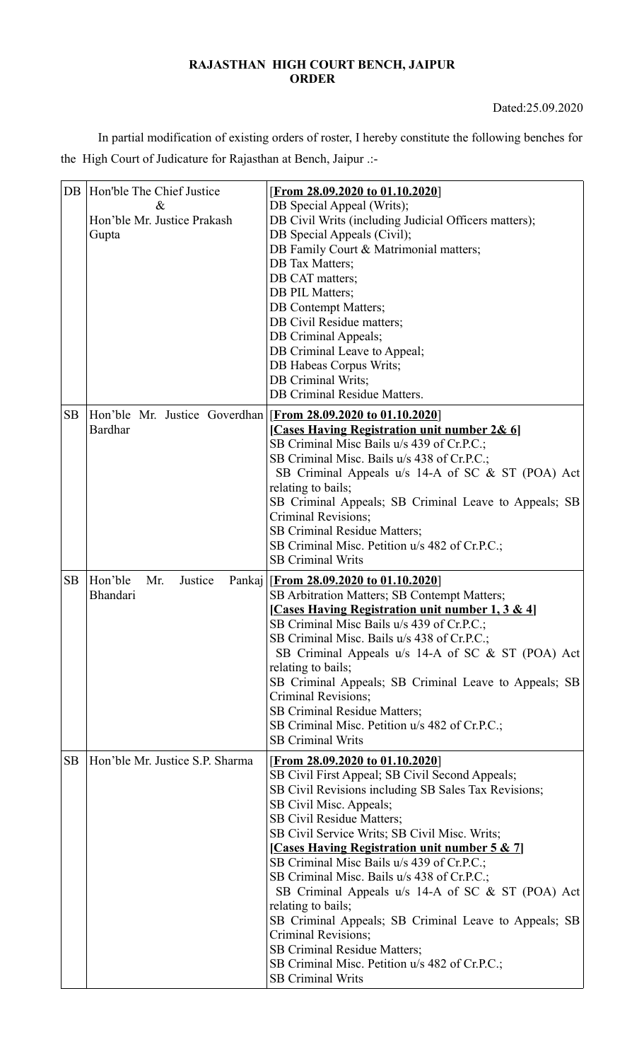**RAJASTHAN HIGH COURT BENCH, JAIPUR**
**ORDER**

Dated:25.09.2020

In partial modification of existing orders of roster, I hereby constitute the following benches for the High Court of Judicature for Rajasthan at Bench, Jaipur .:-

| | | |
|---|---|---|
| DB | Hon'ble The Chief Justice<br>&<br>Hon'ble Mr. Justice Prakash Gupta | [**From 28.09.2020 to 01.10.2020**]<br>DB Special Appeal (Writs);<br>DB Civil Writs (including Judicial Officers matters);<br>DB Special Appeals (Civil);<br>DB Family Court & Matrimonial matters;<br>DB Tax Matters;<br>DB CAT matters;<br>DB PIL Matters;<br>DB Contempt Matters;<br>DB Civil Residue matters;<br>DB Criminal Appeals;<br>DB Criminal Leave to Appeal;<br>DB Habeas Corpus Writs;<br>DB Criminal Writs;<br>DB Criminal Residue Matters. |
| SB | Hon'ble Mr. Justice Goverdhan Bardhar | [**From 28.09.2020 to 01.10.2020**]<br>**[Cases Having Registration unit number 2& 6]**<br>SB Criminal Misc Bails u/s 439 of Cr.P.C.;<br>SB Criminal Misc. Bails u/s 438 of Cr.P.C.;<br>SB Criminal Appeals u/s 14-A of SC & ST (POA) Act relating to bails;<br>SB Criminal Appeals; SB Criminal Leave to Appeals; SB Criminal Revisions;<br>SB Criminal Residue Matters;<br>SB Criminal Misc. Petition u/s 482 of Cr.P.C.;<br>SB Criminal Writs |
| SB | Hon'ble Mr. Justice Pankaj Bhandari | [**From 28.09.2020 to 01.10.2020**]<br>SB Arbitration Matters; SB Contempt Matters;<br>**[Cases Having Registration unit number 1, 3 & 4]**<br>SB Criminal Misc Bails u/s 439 of Cr.P.C.;<br>SB Criminal Misc. Bails u/s 438 of Cr.P.C.;<br>SB Criminal Appeals u/s 14-A of SC & ST (POA) Act relating to bails;<br>SB Criminal Appeals; SB Criminal Leave to Appeals; SB Criminal Revisions;<br>SB Criminal Residue Matters;<br>SB Criminal Misc. Petition u/s 482 of Cr.P.C.;<br>SB Criminal Writs |
| SB | Hon'ble Mr. Justice S.P. Sharma | [**From 28.09.2020 to 01.10.2020**]<br>SB Civil First Appeal; SB Civil Second Appeals;<br>SB Civil Revisions including SB Sales Tax Revisions;<br>SB Civil Misc. Appeals;<br>SB Civil Residue Matters;<br>SB Civil Service Writs; SB Civil Misc. Writs;<br>**[Cases Having Registration unit number 5 & 7]**<br>SB Criminal Misc Bails u/s 439 of Cr.P.C.;<br>SB Criminal Misc. Bails u/s 438 of Cr.P.C.;<br>SB Criminal Appeals u/s 14-A of SC & ST (POA) Act relating to bails;<br>SB Criminal Appeals; SB Criminal Leave to Appeals; SB Criminal Revisions;<br>SB Criminal Residue Matters;<br>SB Criminal Misc. Petition u/s 482 of Cr.P.C.;<br>SB Criminal Writs |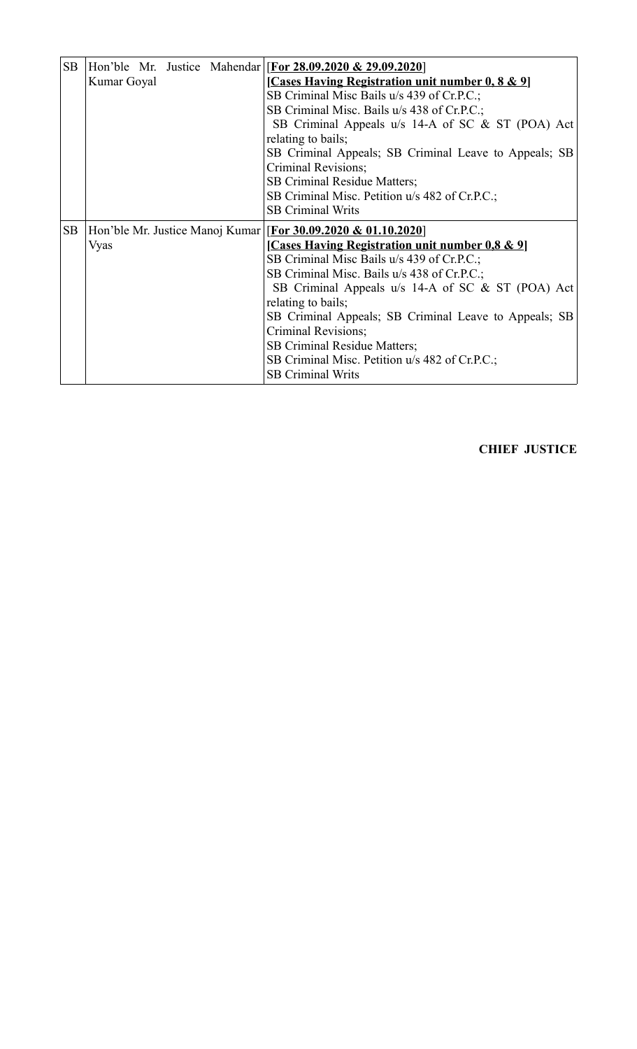| | | |
|---|---|---|
| SB | Hon'ble Mr. Justice Mahendar Kumar Goyal | [**For 28.09.2020 & 29.09.2020**]<br>**[Cases Having Registration unit number 0, 8 & 9]**<br>SB Criminal Misc Bails u/s 439 of Cr.P.C.;<br>SB Criminal Misc. Bails u/s 438 of Cr.P.C.;<br>SB Criminal Appeals u/s 14-A of SC & ST (POA) Act relating to bails;<br>SB Criminal Appeals; SB Criminal Leave to Appeals; SB Criminal Revisions;<br>SB Criminal Residue Matters;<br>SB Criminal Misc. Petition u/s 482 of Cr.P.C.;<br>SB Criminal Writs |
| SB | Hon'ble Mr. Justice Manoj Kumar Vyas | [**For 30.09.2020 & 01.10.2020**]<br>**[Cases Having Registration unit number 0,8 & 9]**<br>SB Criminal Misc Bails u/s 439 of Cr.P.C.;<br>SB Criminal Misc. Bails u/s 438 of Cr.P.C.;<br>SB Criminal Appeals u/s 14-A of SC & ST (POA) Act relating to bails;<br>SB Criminal Appeals; SB Criminal Leave to Appeals; SB Criminal Revisions;<br>SB Criminal Residue Matters;<br>SB Criminal Misc. Petition u/s 482 of Cr.P.C.;<br>SB Criminal Writs |

**CHIEF JUSTICE**